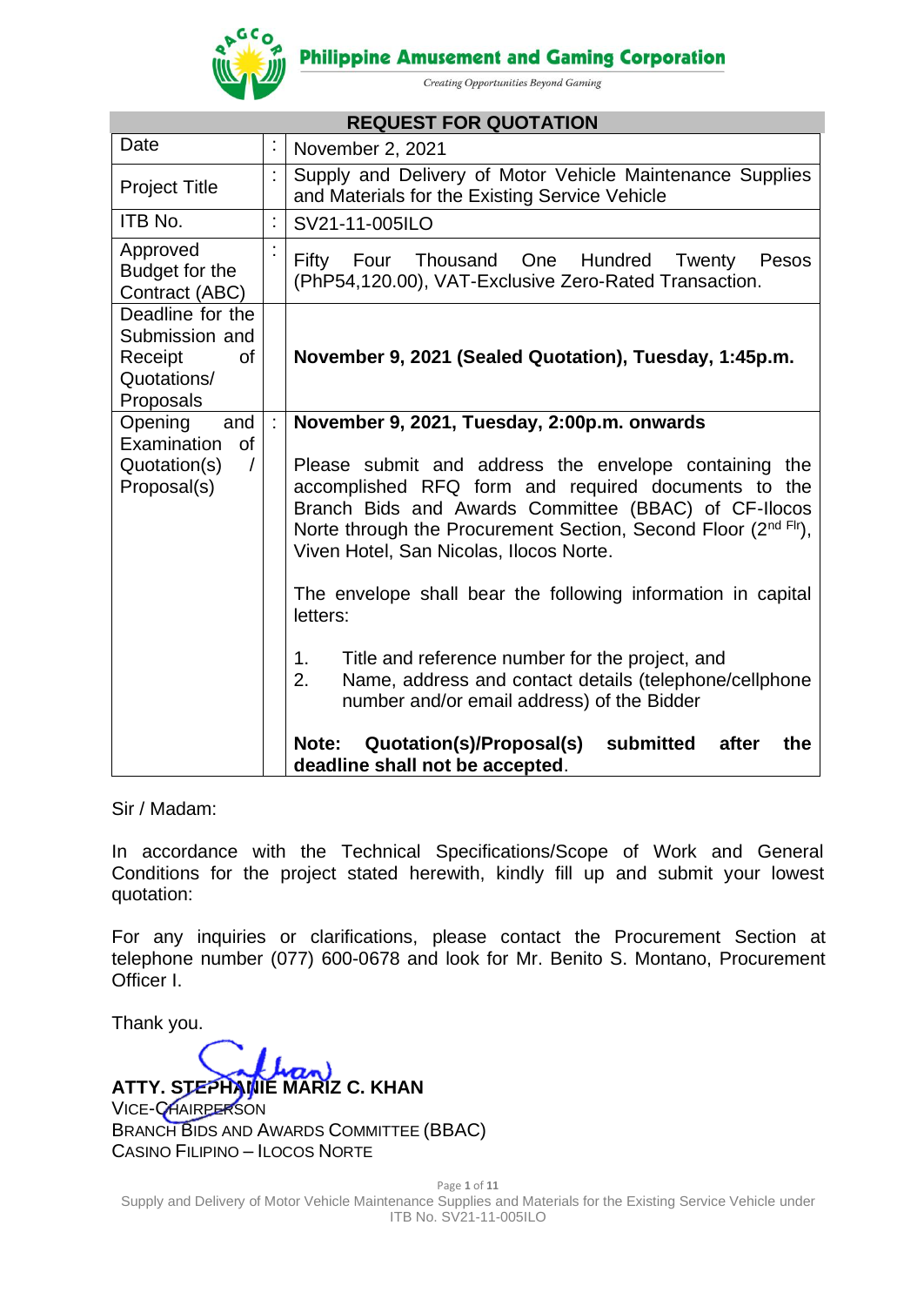**Philippine Amusement and Gaming Corporation**

*Creating Opportunities Beyond Gaming*

## REQUEST FOR QUOTATION

| | | |
|---|---|---|
| Date | : | November 2, 2021 |
| Project Title | : | Supply and Delivery of Motor Vehicle Maintenance Supplies and Materials for the Existing Service Vehicle |
| ITB No. | : | SV21-11-005ILO |
| Approved Budget for the Contract (ABC) | : | Fifty Four Thousand One Hundred Twenty Pesos (PhP54,120.00), VAT-Exclusive Zero-Rated Transaction. |
| Deadline for the Submission and Receipt of Quotations/ Proposals | | **November 9, 2021 (Sealed Quotation), Tuesday, 1:45p.m.** |
| Opening and Examination of Quotation(s) / Proposal(s) | : | **November 9, 2021, Tuesday, 2:00p.m. onwards**<br><br>Please submit and address the envelope containing the accomplished RFQ form and required documents to the Branch Bids and Awards Committee (BBAC) of CF-Ilocos Norte through the Procurement Section, Second Floor (2nd Flr), Viven Hotel, San Nicolas, Ilocos Norte.<br><br>The envelope shall bear the following information in capital letters:<br><br>1. Title and reference number for the project, and<br>2. Name, address and contact details (telephone/cellphone number and/or email address) of the Bidder<br><br>**Note: Quotation(s)/Proposal(s) submitted after the deadline shall not be accepted**. |

Sir / Madam:

In accordance with the Technical Specifications/Scope of Work and General Conditions for the project stated herewith, kindly fill up and submit your lowest quotation:

For any inquiries or clarifications, please contact the Procurement Section at telephone number (077) 600-0678 and look for Mr. Benito S. Montano, Procurement Officer I.

Thank you.

**ATTY. STEPHANIE MARIZ C. KHAN**
VICE-CHAIRPERSON
BRANCH BIDS AND AWARDS COMMITTEE (BBAC)
CASINO FILIPINO – ILOCOS NORTE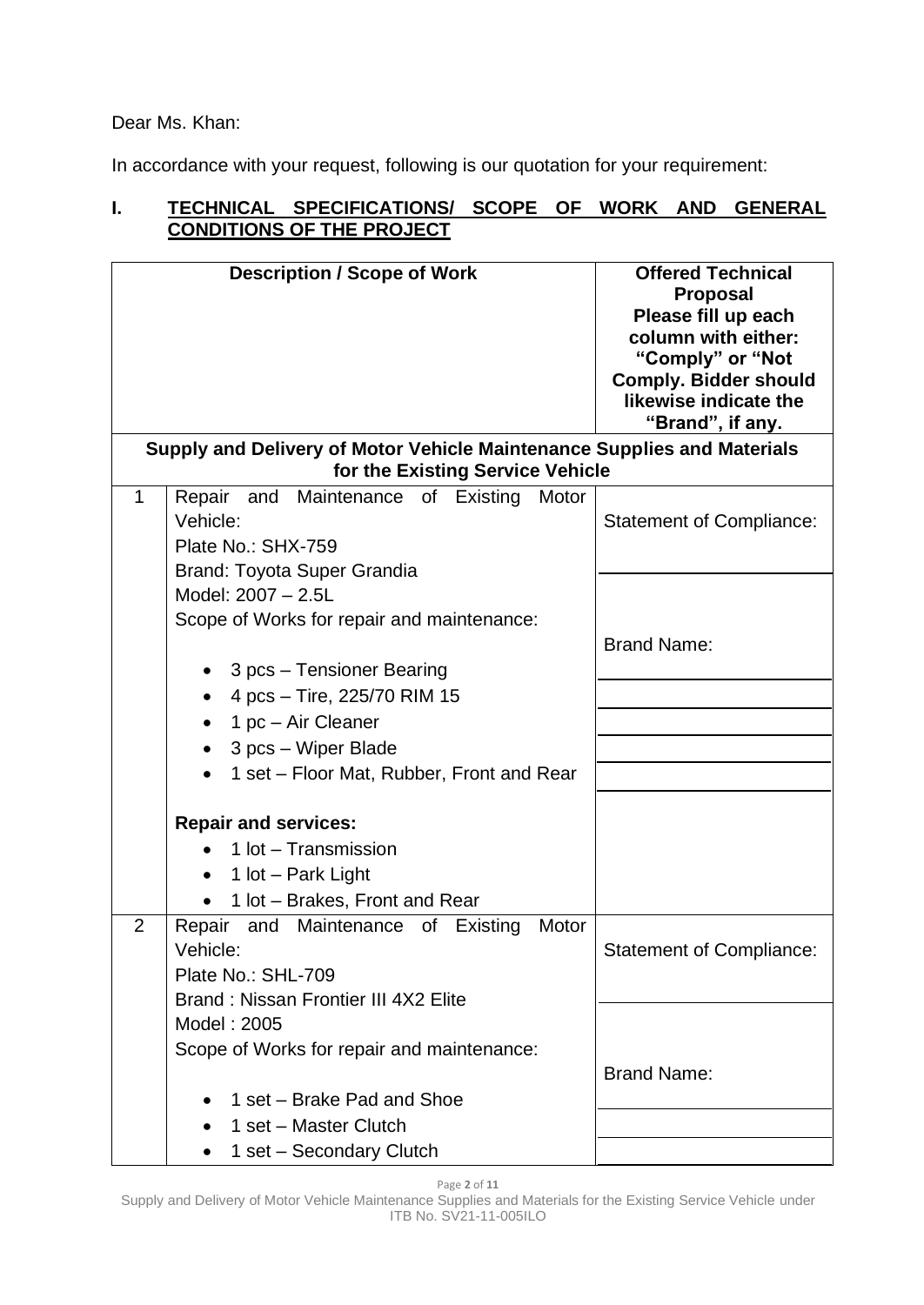Dear Ms. Khan:

In accordance with your request, following is our quotation for your requirement:

## I. TECHNICAL SPECIFICATIONS/ SCOPE OF WORK AND GENERAL CONDITIONS OF THE PROJECT

| | Description / Scope of Work | Offered Technical Proposal Please fill up each column with either: "Comply" or "Not Comply. Bidder should likewise indicate the "Brand", if any. |
|---|---|---|
| | **Supply and Delivery of Motor Vehicle Maintenance Supplies and Materials for the Existing Service Vehicle** | |
| 1 | Repair and Maintenance of Existing Motor Vehicle:<br>Plate No.: SHX-759<br>Brand: Toyota Super Grandia<br>Model: 2007 – 2.5L<br>Scope of Works for repair and maintenance:<br>• 3 pcs – Tensioner Bearing<br>• 4 pcs – Tire, 225/70 RIM 15<br>• 1 pc – Air Cleaner<br>• 3 pcs – Wiper Blade<br>• 1 set – Floor Mat, Rubber, Front and Rear<br>**Repair and services:**<br>• 1 lot – Transmission<br>• 1 lot – Park Light<br>• 1 lot – Brakes, Front and Rear | Statement of Compliance:<br>\_\_\_\_\_\_\_\_\_\_<br>Brand Name:<br>\_\_\_\_\_\_\_\_\_\_ |
| 2 | Repair and Maintenance of Existing Motor Vehicle:<br>Plate No.: SHL-709<br>Brand : Nissan Frontier III 4X2 Elite<br>Model : 2005<br>Scope of Works for repair and maintenance:<br>• 1 set – Brake Pad and Shoe<br>• 1 set – Master Clutch<br>• 1 set – Secondary Clutch | Statement of Compliance:<br>\_\_\_\_\_\_\_\_\_\_<br>Brand Name:<br>\_\_\_\_\_\_\_\_\_\_ |

Supply and Delivery of Motor Vehicle Maintenance Supplies and Materials for the Existing Service Vehicle under ITB No. SV21-11-005ILO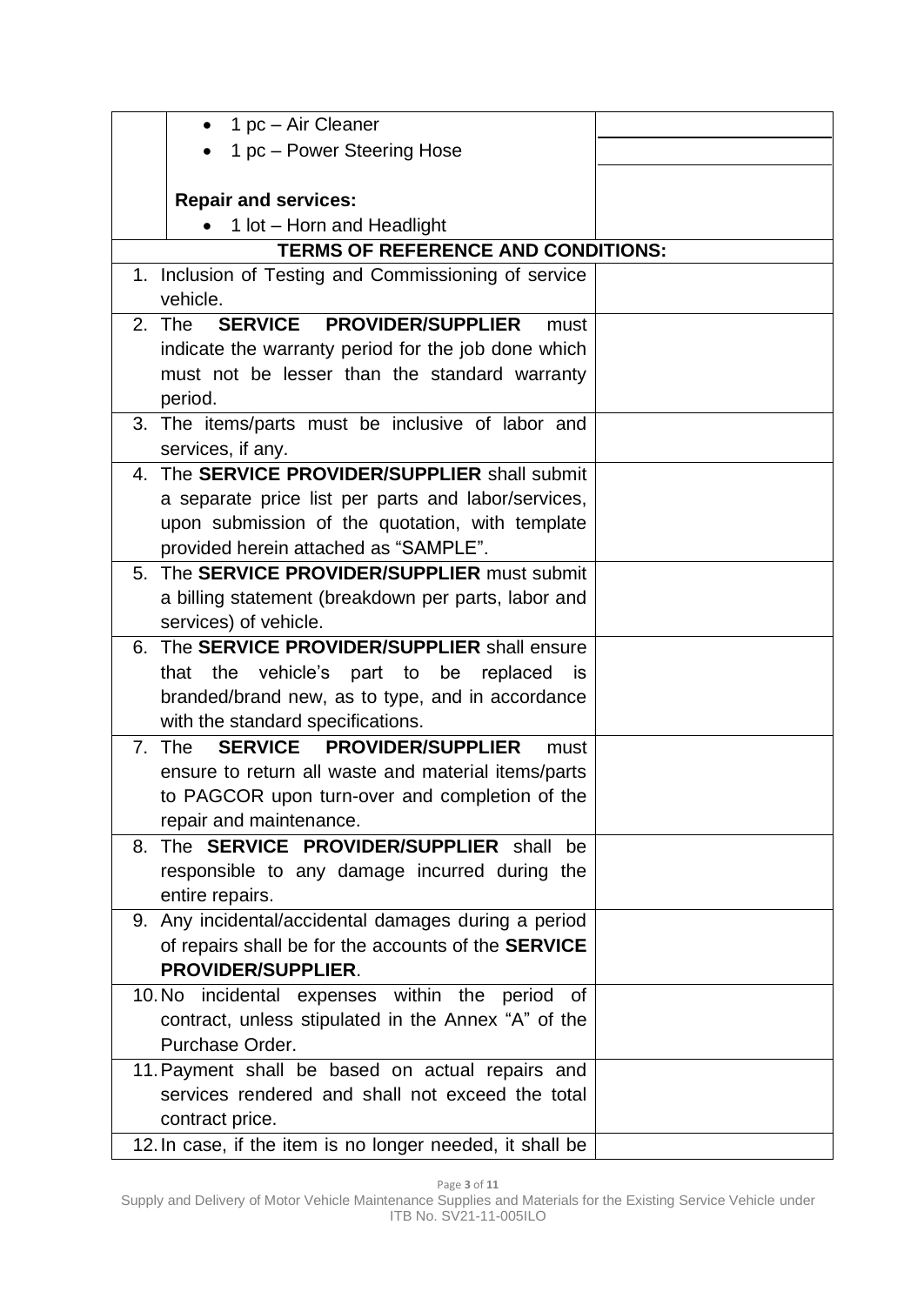| | | |
|---|---|---|
| | • 1 pc – Air Cleaner<br>• 1 pc – Power Steering Hose<br><br>**Repair and services:**<br>• 1 lot – Horn and Headlight | |
| **TERMS OF REFERENCE AND CONDITIONS:** | | |
| | 1. Inclusion of Testing and Commissioning of service vehicle. | |
| | 2. The **SERVICE PROVIDER/SUPPLIER** must indicate the warranty period for the job done which must not be lesser than the standard warranty period. | |
| | 3. The items/parts must be inclusive of labor and services, if any. | |
| | 4. The **SERVICE PROVIDER/SUPPLIER** shall submit a separate price list per parts and labor/services, upon submission of the quotation, with template provided herein attached as "SAMPLE". | |
| | 5. The **SERVICE PROVIDER/SUPPLIER** must submit a billing statement (breakdown per parts, labor and services) of vehicle. | |
| | 6. The **SERVICE PROVIDER/SUPPLIER** shall ensure that the vehicle's part to be replaced is branded/brand new, as to type, and in accordance with the standard specifications. | |
| | 7. The **SERVICE PROVIDER/SUPPLIER** must ensure to return all waste and material items/parts to PAGCOR upon turn-over and completion of the repair and maintenance. | |
| | 8. The **SERVICE PROVIDER/SUPPLIER** shall be responsible to any damage incurred during the entire repairs. | |
| | 9. Any incidental/accidental damages during a period of repairs shall be for the accounts of the **SERVICE PROVIDER/SUPPLIER**. | |
| | 10. No incidental expenses within the period of contract, unless stipulated in the Annex "A" of the Purchase Order. | |
| | 11. Payment shall be based on actual repairs and services rendered and shall not exceed the total contract price. | |
| | 12. In case, if the item is no longer needed, it shall be | |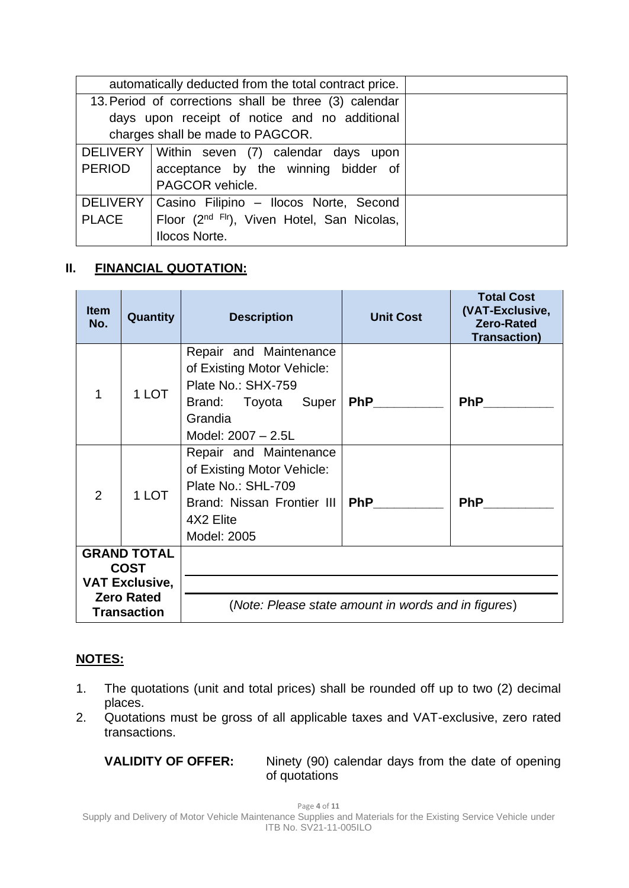| | | |
|---|---|---|
| automatically deducted from the total contract price. | | |
| 13. Period of corrections shall be three (3) calendar days upon receipt of notice and no additional charges shall be made to PAGCOR. | | |
| DELIVERY PERIOD | Within seven (7) calendar days upon acceptance by the winning bidder of PAGCOR vehicle. | |
| DELIVERY PLACE | Casino Filipino – Ilocos Norte, Second Floor (2nd Flr), Viven Hotel, San Nicolas, Ilocos Norte. | |

## II. FINANCIAL QUOTATION:

| Item No. | Quantity | Description | Unit Cost | Total Cost (VAT-Exclusive, Zero-Rated Transaction) |
|---|---|---|---|---|
| 1 | 1 LOT | Repair and Maintenance of Existing Motor Vehicle: Plate No.: SHX-759 Brand: Toyota Super Grandia Model: 2007 – 2.5L | PhP__________ | PhP__________ |
| 2 | 1 LOT | Repair and Maintenance of Existing Motor Vehicle: Plate No.: SHL-709 Brand: Nissan Frontier III 4X2 Elite Model: 2005 | PhP__________ | PhP__________ |
| GRAND TOTAL COST VAT Exclusive, Zero Rated Transaction | (*Note: Please state amount in words and in figures*) | | | |

**NOTES:**

1. The quotations (unit and total prices) shall be rounded off up to two (2) decimal places.
2. Quotations must be gross of all applicable taxes and VAT-exclusive, zero rated transactions.

**VALIDITY OF OFFER:** Ninety (90) calendar days from the date of opening of quotations

Supply and Delivery of Motor Vehicle Maintenance Supplies and Materials for the Existing Service Vehicle under ITB No. SV21-11-005ILO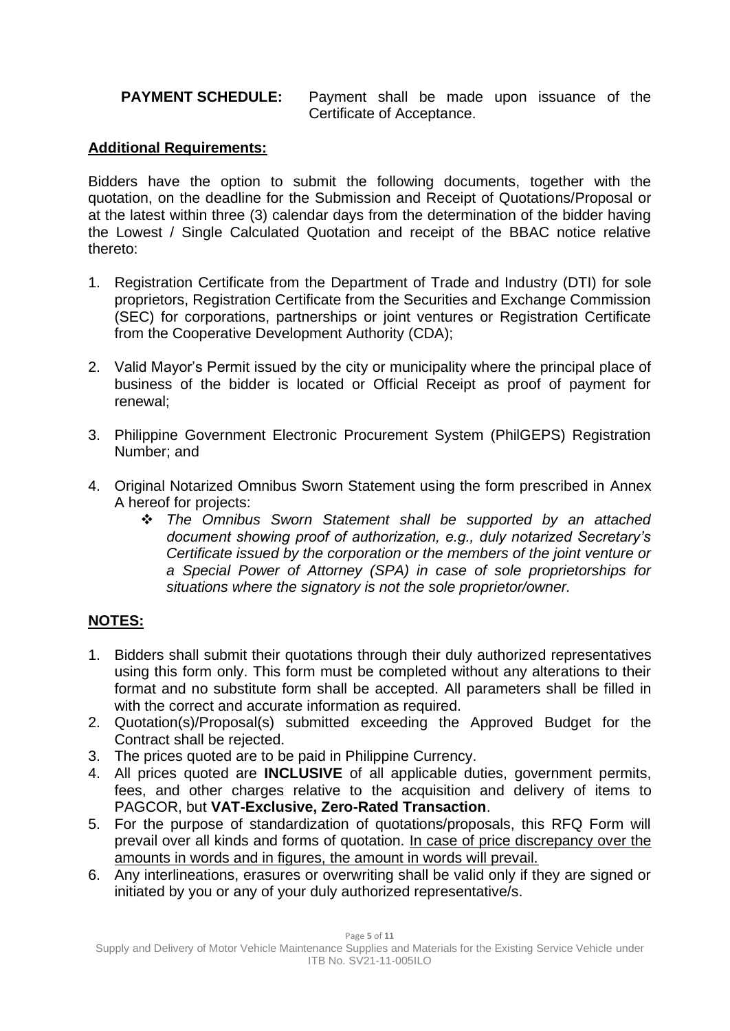**PAYMENT SCHEDULE:** Payment shall be made upon issuance of the Certificate of Acceptance.

**Additional Requirements:**

Bidders have the option to submit the following documents, together with the quotation, on the deadline for the Submission and Receipt of Quotations/Proposal or at the latest within three (3) calendar days from the determination of the bidder having the Lowest / Single Calculated Quotation and receipt of the BBAC notice relative thereto:

1. Registration Certificate from the Department of Trade and Industry (DTI) for sole proprietors, Registration Certificate from the Securities and Exchange Commission (SEC) for corporations, partnerships or joint ventures or Registration Certificate from the Cooperative Development Authority (CDA);

2. Valid Mayor's Permit issued by the city or municipality where the principal place of business of the bidder is located or Official Receipt as proof of payment for renewal;

3. Philippine Government Electronic Procurement System (PhilGEPS) Registration Number; and

4. Original Notarized Omnibus Sworn Statement using the form prescribed in Annex A hereof for projects:
   - *The Omnibus Sworn Statement shall be supported by an attached document showing proof of authorization, e.g., duly notarized Secretary's Certificate issued by the corporation or the members of the joint venture or a Special Power of Attorney (SPA) in case of sole proprietorships for situations where the signatory is not the sole proprietor/owner.*

**NOTES:**

1. Bidders shall submit their quotations through their duly authorized representatives using this form only. This form must be completed without any alterations to their format and no substitute form shall be accepted. All parameters shall be filled in with the correct and accurate information as required.
2. Quotation(s)/Proposal(s) submitted exceeding the Approved Budget for the Contract shall be rejected.
3. The prices quoted are to be paid in Philippine Currency.
4. All prices quoted are **INCLUSIVE** of all applicable duties, government permits, fees, and other charges relative to the acquisition and delivery of items to PAGCOR, but **VAT-Exclusive, Zero-Rated Transaction**.
5. For the purpose of standardization of quotations/proposals, this RFQ Form will prevail over all kinds and forms of quotation. In case of price discrepancy over the amounts in words and in figures, the amount in words will prevail.
6. Any interlineations, erasures or overwriting shall be valid only if they are signed or initiated by you or any of your duly authorized representative/s.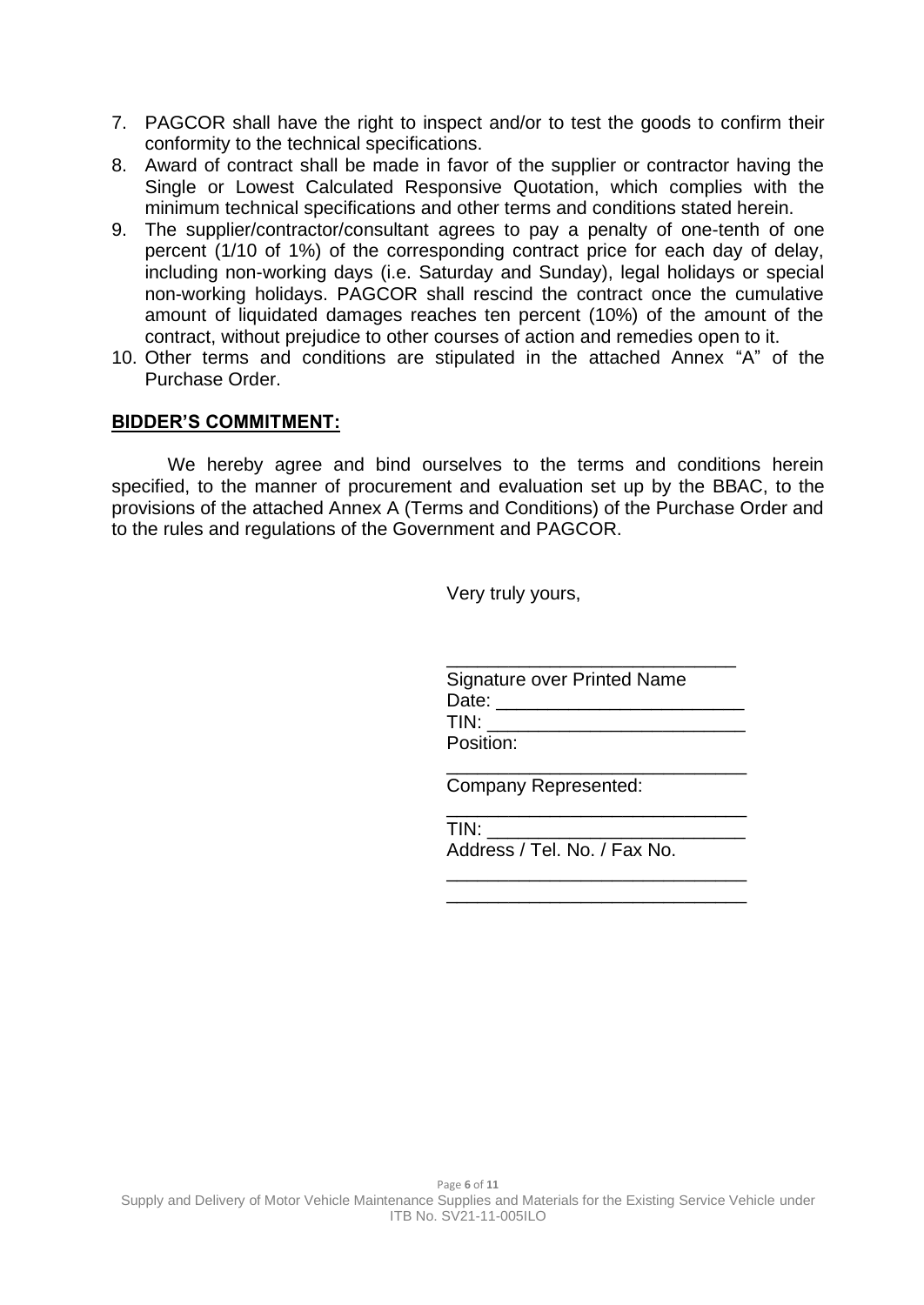7. PAGCOR shall have the right to inspect and/or to test the goods to confirm their conformity to the technical specifications.
8. Award of contract shall be made in favor of the supplier or contractor having the Single or Lowest Calculated Responsive Quotation, which complies with the minimum technical specifications and other terms and conditions stated herein.
9. The supplier/contractor/consultant agrees to pay a penalty of one-tenth of one percent (1/10 of 1%) of the corresponding contract price for each day of delay, including non-working days (i.e. Saturday and Sunday), legal holidays or special non-working holidays. PAGCOR shall rescind the contract once the cumulative amount of liquidated damages reaches ten percent (10%) of the amount of the contract, without prejudice to other courses of action and remedies open to it.
10. Other terms and conditions are stipulated in the attached Annex "A" of the Purchase Order.

**BIDDER'S COMMITMENT:**

We hereby agree and bind ourselves to the terms and conditions herein specified, to the manner of procurement and evaluation set up by the BBAC, to the provisions of the attached Annex A (Terms and Conditions) of the Purchase Order and to the rules and regulations of the Government and PAGCOR.

Very truly yours,

____________________________
Signature over Printed Name
Date: ________________________
TIN: _________________________
Position:
_____________________________
Company Represented:
_____________________________
TIN: _________________________
Address / Tel. No. / Fax No.
_____________________________
_____________________________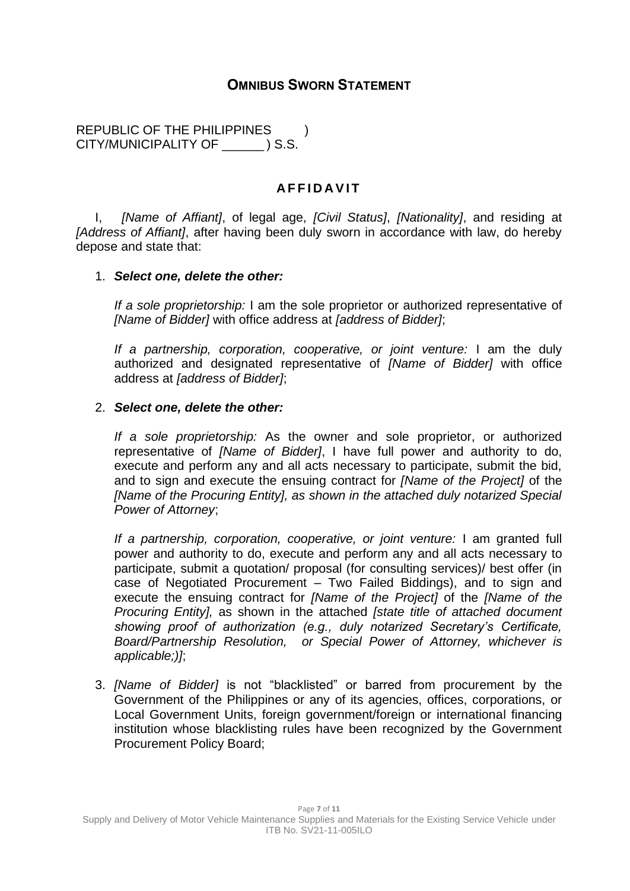## OMNIBUS SWORN STATEMENT

REPUBLIC OF THE PHILIPPINES )
CITY/MUNICIPALITY OF ______ ) S.S.

### AFFIDAVIT

I, *[Name of Affiant]*, of legal age, *[Civil Status]*, *[Nationality]*, and residing at *[Address of Affiant]*, after having been duly sworn in accordance with law, do hereby depose and state that:

1. ***Select one, delete the other:***

   *If a sole proprietorship:* I am the sole proprietor or authorized representative of *[Name of Bidder]* with office address at *[address of Bidder]*;

   *If a partnership, corporation, cooperative, or joint venture:* I am the duly authorized and designated representative of *[Name of Bidder]* with office address at *[address of Bidder]*;

2. ***Select one, delete the other:***

   *If a sole proprietorship:* As the owner and sole proprietor, or authorized representative of *[Name of Bidder]*, I have full power and authority to do, execute and perform any and all acts necessary to participate, submit the bid, and to sign and execute the ensuing contract for *[Name of the Project]* of the *[Name of the Procuring Entity], as shown in the attached duly notarized Special Power of Attorney*;

   *If a partnership, corporation, cooperative, or joint venture:* I am granted full power and authority to do, execute and perform any and all acts necessary to participate, submit a quotation/ proposal (for consulting services)/ best offer (in case of Negotiated Procurement – Two Failed Biddings), and to sign and execute the ensuing contract for *[Name of the Project]* of the *[Name of the Procuring Entity],* as shown in the attached *[state title of attached document showing proof of authorization (e.g., duly notarized Secretary's Certificate, Board/Partnership Resolution, or Special Power of Attorney, whichever is applicable;)]*;

3. *[Name of Bidder]* is not "blacklisted" or barred from procurement by the Government of the Philippines or any of its agencies, offices, corporations, or Local Government Units, foreign government/foreign or international financing institution whose blacklisting rules have been recognized by the Government Procurement Policy Board;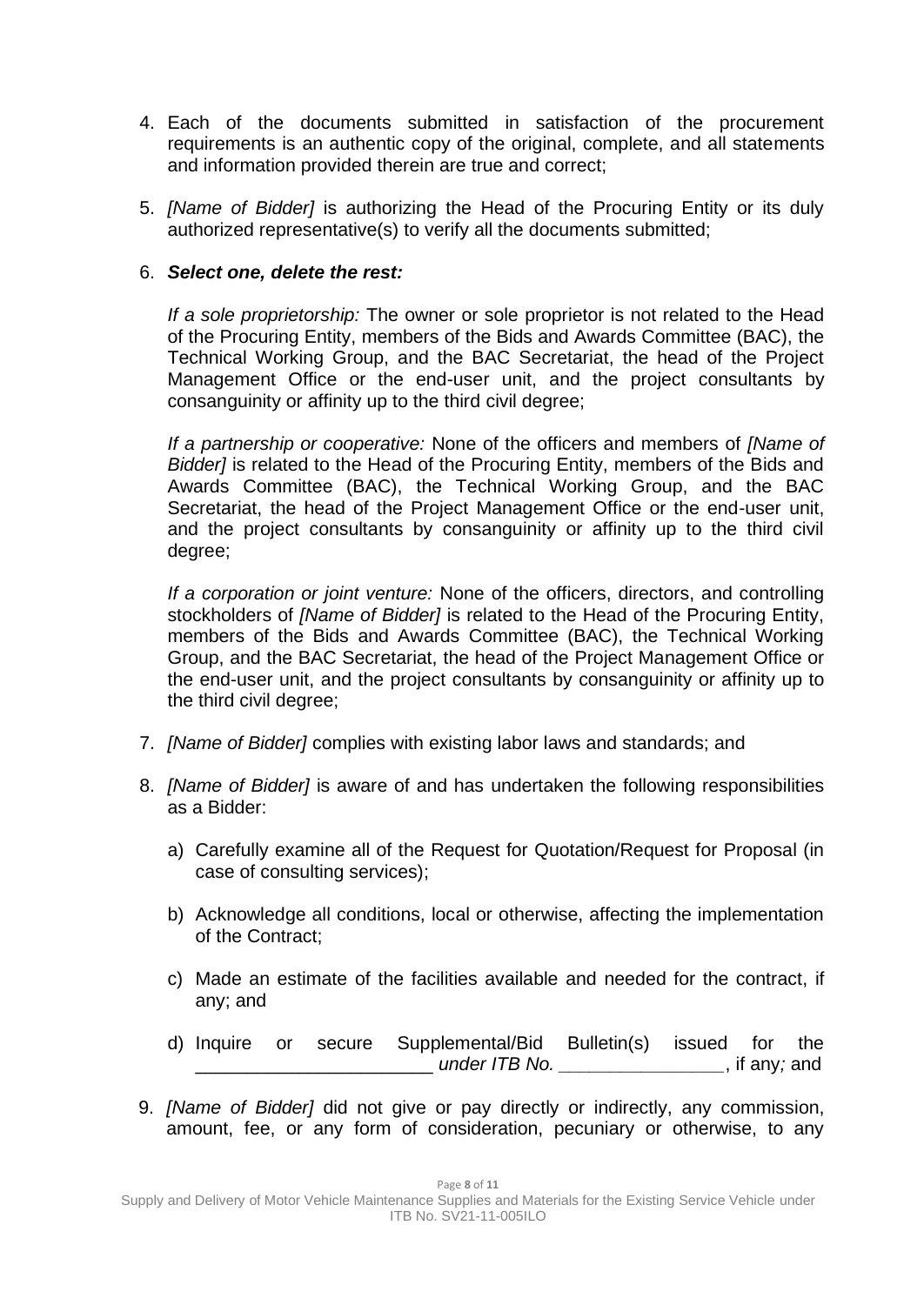4. Each of the documents submitted in satisfaction of the procurement requirements is an authentic copy of the original, complete, and all statements and information provided therein are true and correct;

5. *[Name of Bidder]* is authorizing the Head of the Procuring Entity or its duly authorized representative(s) to verify all the documents submitted;

6. ***Select one, delete the rest:***

   *If a sole proprietorship:* The owner or sole proprietor is not related to the Head of the Procuring Entity, members of the Bids and Awards Committee (BAC), the Technical Working Group, and the BAC Secretariat, the head of the Project Management Office or the end-user unit, and the project consultants by consanguinity or affinity up to the third civil degree;

   *If a partnership or cooperative:* None of the officers and members of *[Name of Bidder]* is related to the Head of the Procuring Entity, members of the Bids and Awards Committee (BAC), the Technical Working Group, and the BAC Secretariat, the head of the Project Management Office or the end-user unit, and the project consultants by consanguinity or affinity up to the third civil degree;

   *If a corporation or joint venture:* None of the officers, directors, and controlling stockholders of *[Name of Bidder]* is related to the Head of the Procuring Entity, members of the Bids and Awards Committee (BAC), the Technical Working Group, and the BAC Secretariat, the head of the Project Management Office or the end-user unit, and the project consultants by consanguinity or affinity up to the third civil degree;

7. *[Name of Bidder]* complies with existing labor laws and standards; and

8. *[Name of Bidder]* is aware of and has undertaken the following responsibilities as a Bidder:

   a) Carefully examine all of the Request for Quotation/Request for Proposal (in case of consulting services);

   b) Acknowledge all conditions, local or otherwise, affecting the implementation of the Contract;

   c) Made an estimate of the facilities available and needed for the contract, if any; and

   d) Inquire or secure Supplemental/Bid Bulletin(s) issued for the _______________________ *under ITB No. ________________*, if any*;* and

9. *[Name of Bidder]* did not give or pay directly or indirectly, any commission, amount, fee, or any form of consideration, pecuniary or otherwise, to any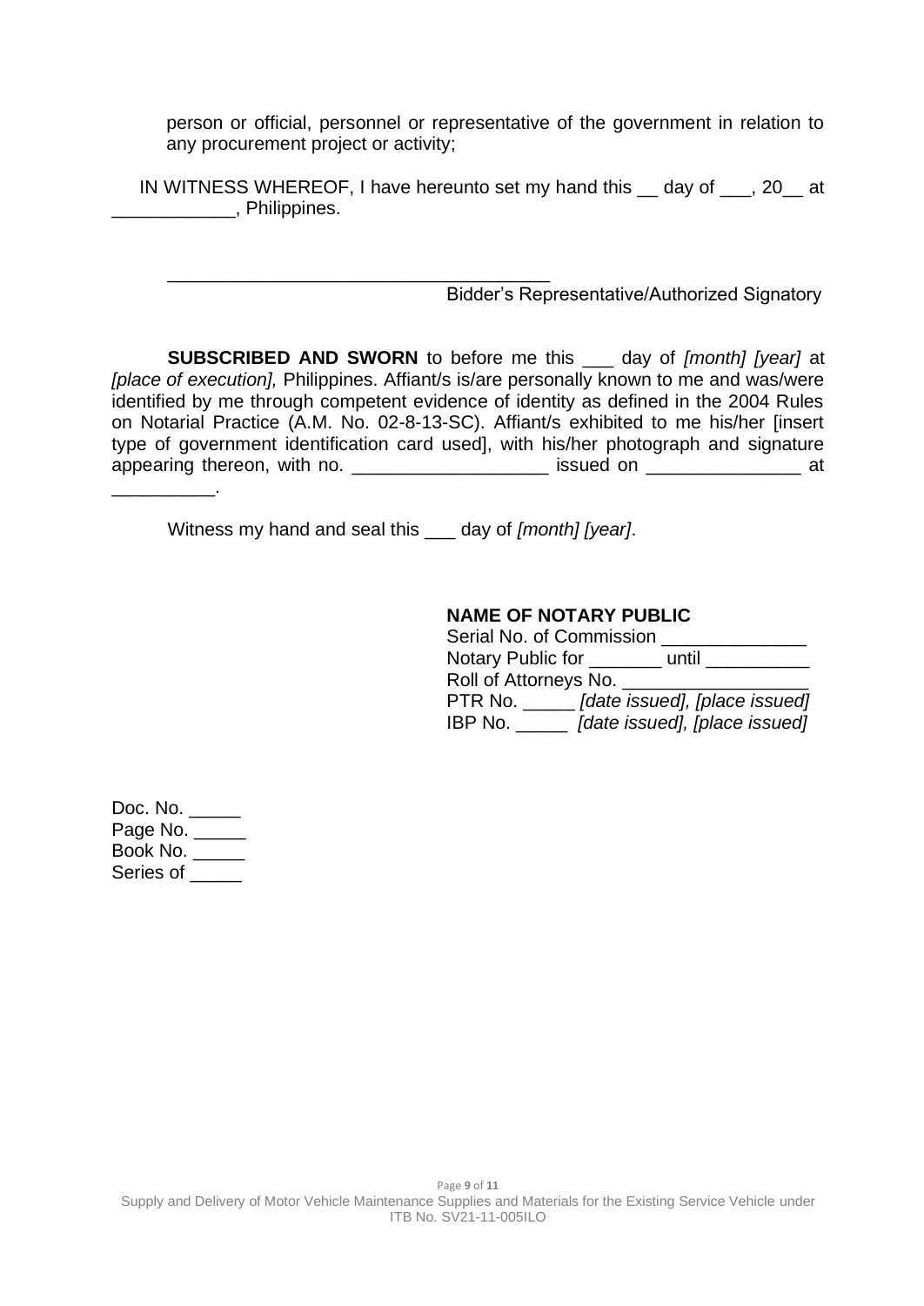person or official, personnel or representative of the government in relation to any procurement project or activity;

IN WITNESS WHEREOF, I have hereunto set my hand this __ day of ___, 20__ at ____________, Philippines.

_____________________________________
Bidder's Representative/Authorized Signatory

**SUBSCRIBED AND SWORN** to before me this ___ day of *[month] [year]* at *[place of execution],* Philippines. Affiant/s is/are personally known to me and was/were identified by me through competent evidence of identity as defined in the 2004 Rules on Notarial Practice (A.M. No. 02-8-13-SC). Affiant/s exhibited to me his/her [insert type of government identification card used], with his/her photograph and signature appearing thereon, with no. ___________________ issued on _______________ at __________.

Witness my hand and seal this ___ day of *[month] [year]*.

**NAME OF NOTARY PUBLIC**
Serial No. of Commission ______________
Notary Public for _______ until __________
Roll of Attorneys No. _________________
PTR No. _____ *[date issued], [place issued]*
IBP No. _____ *[date issued], [place issued]*

Doc. No. _____
Page No. _____
Book No. _____
Series of _____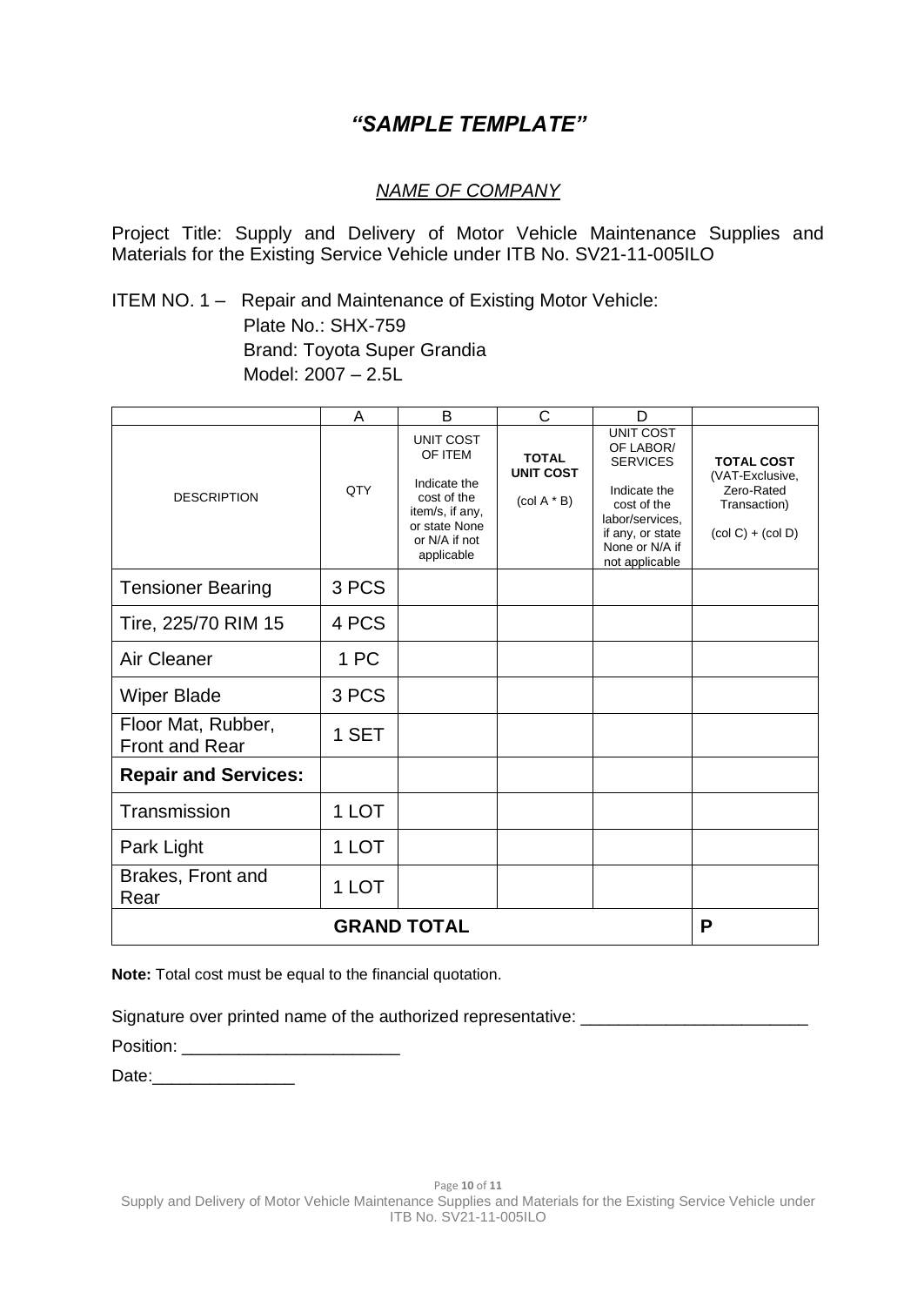# *"SAMPLE TEMPLATE"*

*NAME OF COMPANY*

Project Title: Supply and Delivery of Motor Vehicle Maintenance Supplies and Materials for the Existing Service Vehicle under ITB No. SV21-11-005ILO

ITEM NO. 1 – Repair and Maintenance of Existing Motor Vehicle:
Plate No.: SHX-759
Brand: Toyota Super Grandia
Model: 2007 – 2.5L

| | A | B | C | D | |
|---|---|---|---|---|---|
| DESCRIPTION | QTY | UNIT COST OF ITEM<br><br>Indicate the cost of the item/s, if any, or state None or N/A if not applicable | **TOTAL UNIT COST**<br><br>(col A * B) | UNIT COST OF LABOR/ SERVICES<br><br>Indicate the cost of the labor/services, if any, or state None or N/A if not applicable | **TOTAL COST** (VAT-Exclusive, Zero-Rated Transaction)<br><br>(col C) + (col D) |
| Tensioner Bearing | 3 PCS | | | | |
| Tire, 225/70 RIM 15 | 4 PCS | | | | |
| Air Cleaner | 1 PC | | | | |
| Wiper Blade | 3 PCS | | | | |
| Floor Mat, Rubber, Front and Rear | 1 SET | | | | |
| **Repair and Services:** | | | | | |
| Transmission | 1 LOT | | | | |
| Park Light | 1 LOT | | | | |
| Brakes, Front and Rear | 1 LOT | | | | |
| **GRAND TOTAL** | | | | | **P** |

**Note:** Total cost must be equal to the financial quotation.

Signature over printed name of the authorized representative: ________________________

Position: _______________________

Date:_______________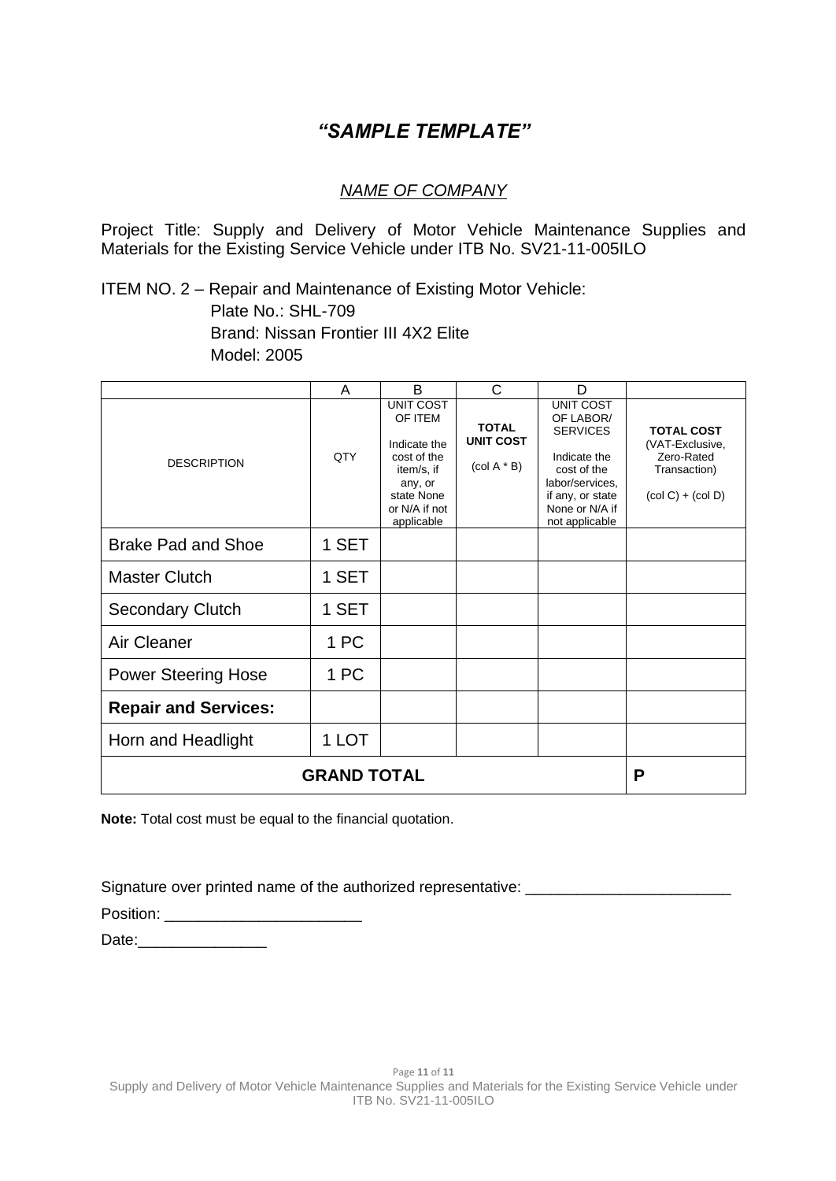## *"SAMPLE TEMPLATE"*

*NAME OF COMPANY*

Project Title: Supply and Delivery of Motor Vehicle Maintenance Supplies and Materials for the Existing Service Vehicle under ITB No. SV21-11-005ILO

ITEM NO. 2 – Repair and Maintenance of Existing Motor Vehicle:
Plate No.: SHL-709
Brand: Nissan Frontier III 4X2 Elite
Model: 2005

| | A | B | C | D | |
|---|---|---|---|---|---|
| DESCRIPTION | QTY | UNIT COST OF ITEM<br><br>Indicate the cost of the item/s, if any, or state None or N/A if not applicable | **TOTAL UNIT COST**<br><br>(col A * B) | UNIT COST OF LABOR/ SERVICES<br><br>Indicate the cost of the labor/services, if any, or state None or N/A if not applicable | **TOTAL COST** (VAT-Exclusive, Zero-Rated Transaction)<br><br>(col C) + (col D) |
| Brake Pad and Shoe | 1 SET | | | | |
| Master Clutch | 1 SET | | | | |
| Secondary Clutch | 1 SET | | | | |
| Air Cleaner | 1 PC | | | | |
| Power Steering Hose | 1 PC | | | | |
| **Repair and Services:** | | | | | |
| Horn and Headlight | 1 LOT | | | | |
| **GRAND TOTAL** | | | | | **P** |

**Note:** Total cost must be equal to the financial quotation.

Signature over printed name of the authorized representative: ________________________

Position: ________________________

Date:_______________